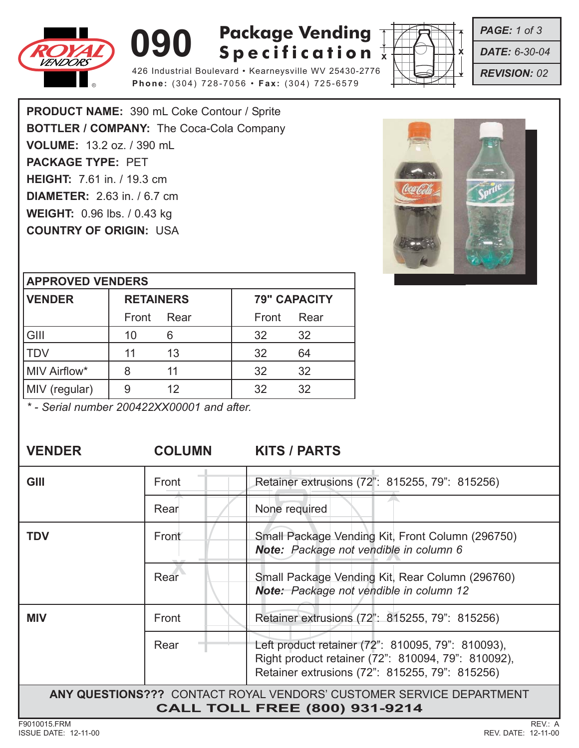# 090 Package Vending Specification

426 Industrial Boulevard • Kearneysville WV 25430-2776
**Phone:** (304) 728-7056 • **Fax:** (304) 725-6579

**PAGE:** 1 of 3
**DATE:** 6-30-04
**REVISION:** 02

**PRODUCT NAME:** 390 mL Coke Contour / Sprite
**BOTTLER / COMPANY:** The Coca-Cola Company
**VOLUME:** 13.2 oz. / 390 mL
**PACKAGE TYPE:** PET
**HEIGHT:** 7.61 in. / 19.3 cm
**DIAMETER:** 2.63 in. / 6.7 cm
**WEIGHT:** 0.96 lbs. / 0.43 kg
**COUNTRY OF ORIGIN:** USA

| APPROVED VENDERS | | | | |
|---|---|---|---|---|
| **VENDER** | **RETAINERS** | | **79" CAPACITY** | |
| | Front | Rear | Front | Rear |
| GIII | 10 | 6 | 32 | 32 |
| TDV | 11 | 13 | 32 | 64 |
| MIV Airflow* | 8 | 11 | 32 | 32 |
| MIV (regular) | 9 | 12 | 32 | 32 |

*\* - Serial number 200422XX00001 and after.*

| VENDER | COLUMN | KITS / PARTS |
|---|---|---|
| **GIII** | Front | Retainer extrusions (72": 815255, 79": 815256) |
| | Rear | None required |
| **TDV** | Front | Small Package Vending Kit, Front Column (296750) ***Note:*** *Package not vendible in column 6* |
| | Rear | Small Package Vending Kit, Rear Column (296760) ***Note:*** *Package not vendible in column 12* |
| **MIV** | Front | Retainer extrusions (72": 815255, 79": 815256) |
| | Rear | Left product retainer (72": 810095, 79": 810093), Right product retainer (72": 810094, 79": 810092), Retainer extrusions (72": 815255, 79": 815256) |

**ANY QUESTIONS???** CONTACT ROYAL VENDORS' CUSTOMER SERVICE DEPARTMENT
**CALL TOLL FREE (800) 931-9214**

F9010015.FRM
ISSUE DATE: 12-11-00

REV.: A
REV. DATE: 12-11-00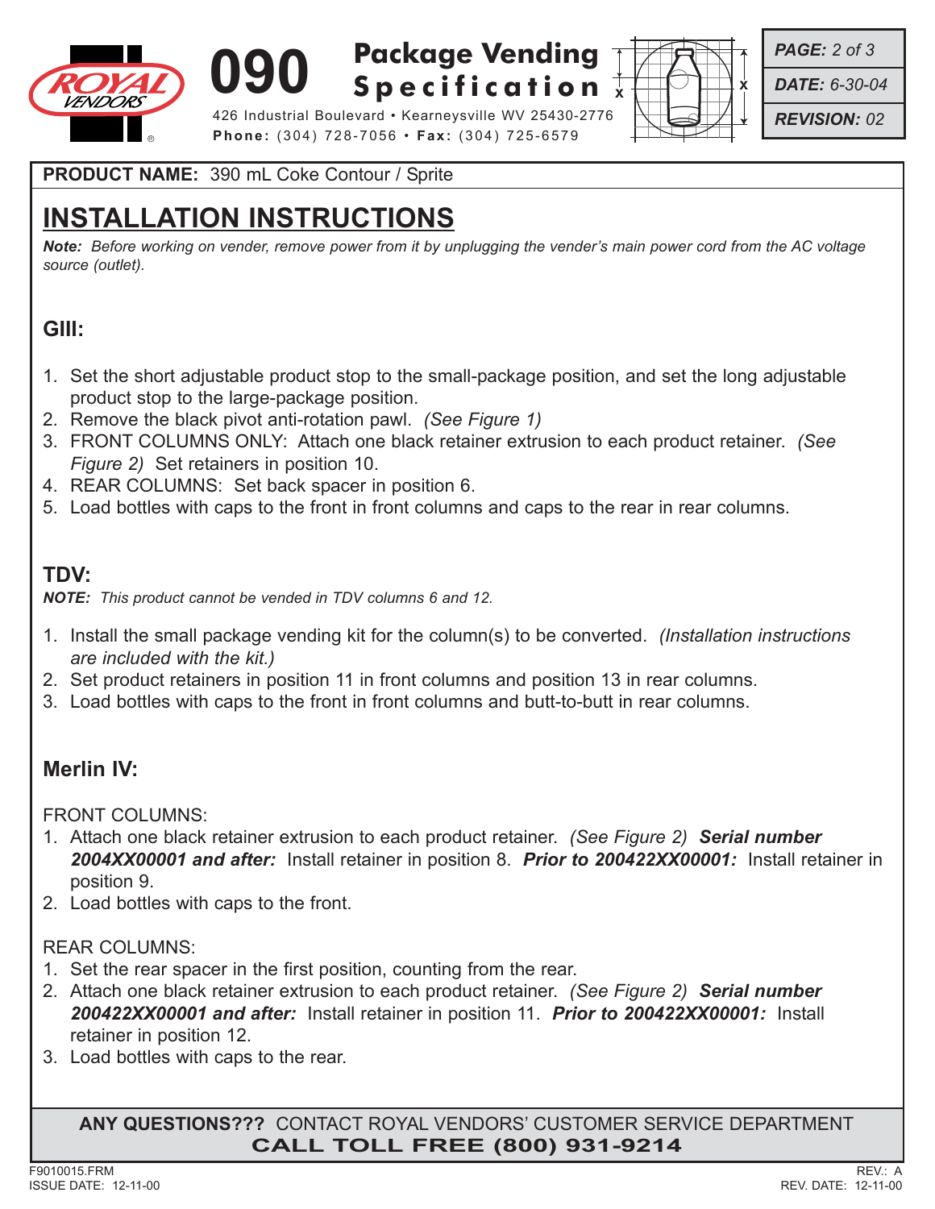# 090 Package Vending Specification

426 Industrial Boulevard • Kearneysville WV 25430-2776
**Phone:** (304) 728-7056 • **Fax:** (304) 725-6579

***PAGE:*** *2 of 3*
***DATE:*** *6-30-04*
***REVISION:*** *02*

**PRODUCT NAME:** 390 mL Coke Contour / Sprite

## INSTALLATION INSTRUCTIONS

***Note:*** *Before working on vender, remove power from it by unplugging the vender's main power cord from the AC voltage source (outlet).*

### GIII:

1. Set the short adjustable product stop to the small-package position, and set the long adjustable product stop to the large-package position.
2. Remove the black pivot anti-rotation pawl. *(See Figure 1)*
3. FRONT COLUMNS ONLY: Attach one black retainer extrusion to each product retainer. *(See Figure 2)* Set retainers in position 10.
4. REAR COLUMNS: Set back spacer in position 6.
5. Load bottles with caps to the front in front columns and caps to the rear in rear columns.

### TDV:

***NOTE:*** *This product cannot be vended in TDV columns 6 and 12.*

1. Install the small package vending kit for the column(s) to be converted. *(Installation instructions are included with the kit.)*
2. Set product retainers in position 11 in front columns and position 13 in rear columns.
3. Load bottles with caps to the front in front columns and butt-to-butt in rear columns.

### Merlin IV:

FRONT COLUMNS:

1. Attach one black retainer extrusion to each product retainer. *(See Figure 2)* ***Serial number 2004XX00001 and after:*** Install retainer in position 8. ***Prior to 200422XX00001:*** Install retainer in position 9.
2. Load bottles with caps to the front.

REAR COLUMNS:

1. Set the rear spacer in the first position, counting from the rear.
2. Attach one black retainer extrusion to each product retainer. *(See Figure 2)* ***Serial number 200422XX00001 and after:*** Install retainer in position 11. ***Prior to 200422XX00001:*** Install retainer in position 12.
3. Load bottles with caps to the rear.

**ANY QUESTIONS???** CONTACT ROYAL VENDORS' CUSTOMER SERVICE DEPARTMENT
**CALL TOLL FREE (800) 931-9214**

F9010015.FRM
ISSUE DATE: 12-11-00

REV.: A
REV. DATE: 12-11-00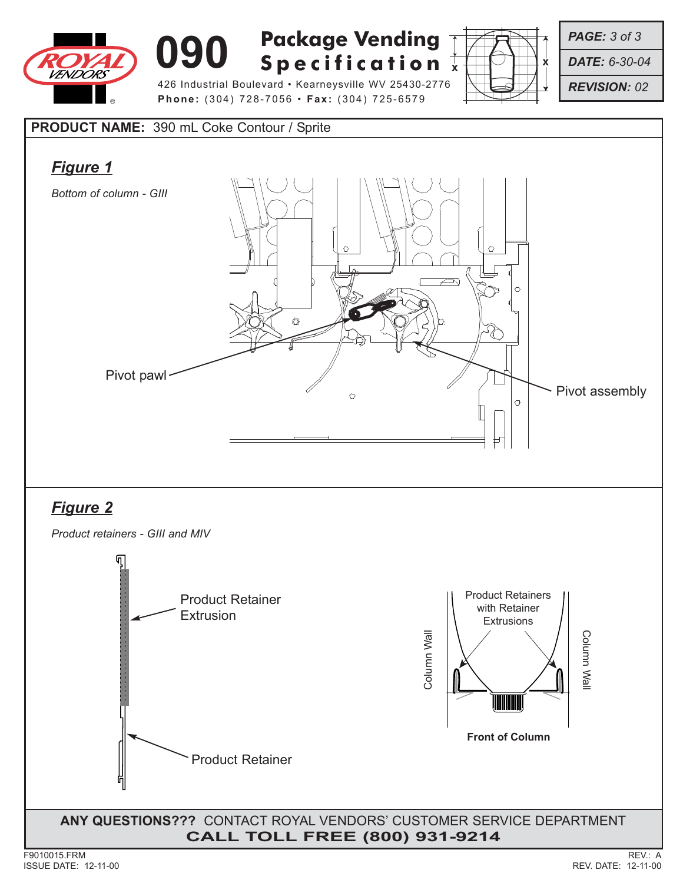**090** **Package Vending Specification**

426 Industrial Boulevard • Kearneysville WV 25430-2776
**Phone:** (304) 728-7056 • **Fax:** (304) 725-6579

| | |
|---|---|
| ***PAGE:*** *3 of 3* | |
| ***DATE:*** *6-30-04* | |
| ***REVISION:*** *02* | |

**PRODUCT NAME:** 390 mL Coke Contour / Sprite

## *Figure 1*

*Bottom of column - GIII*

Pivot pawl

Pivot assembly

## *Figure 2*

*Product retainers - GIII and MIV*

Product Retainer Extrusion

Product Retainer

Product Retainers with Retainer Extrusions

Column Wall

Column Wall

**Front of Column**

**ANY QUESTIONS???** CONTACT ROYAL VENDORS' CUSTOMER SERVICE DEPARTMENT
**CALL TOLL FREE (800) 931-9214**

F9010015.FRM
ISSUE DATE: 12-11-00

REV.: A
REV. DATE: 12-11-00